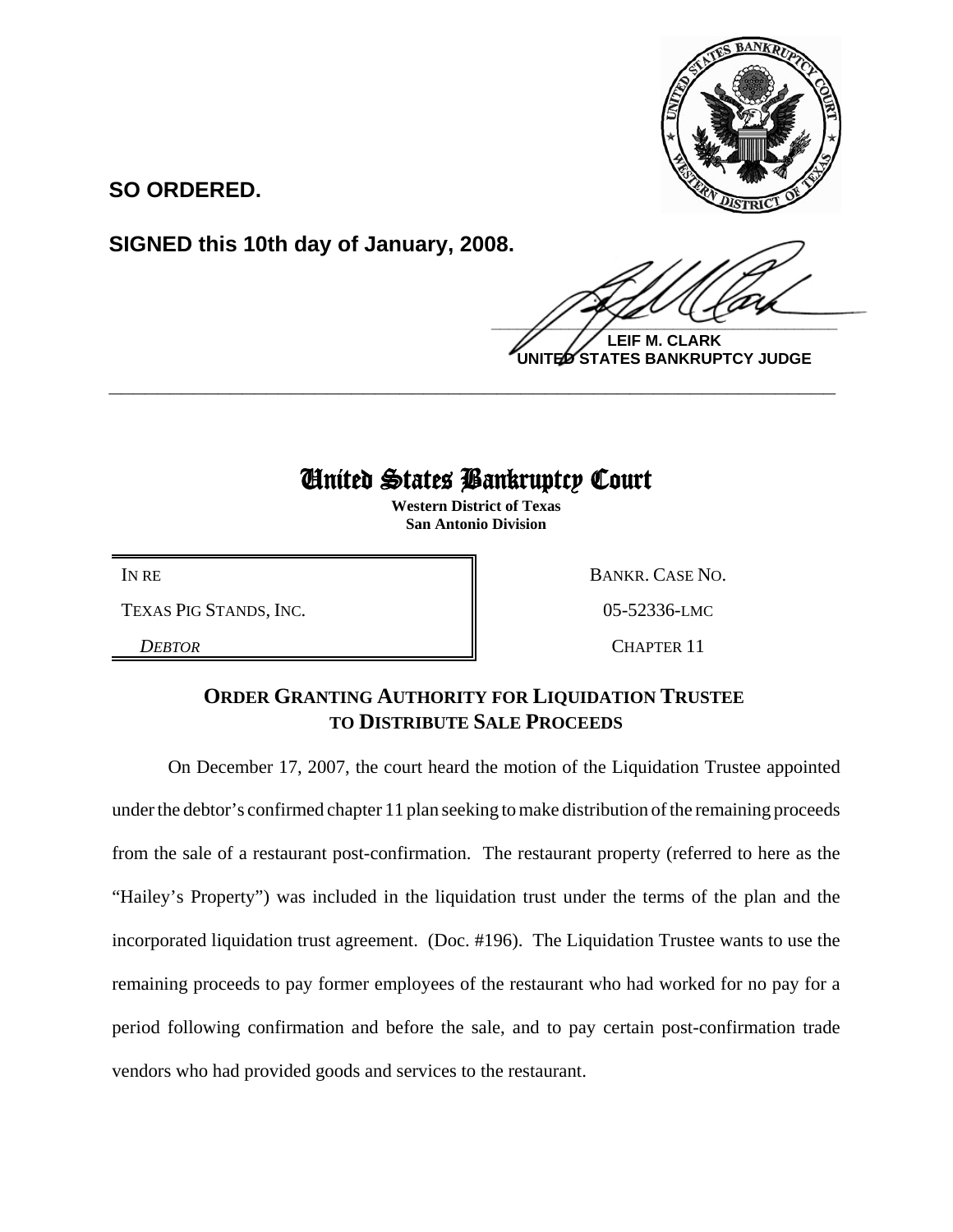**SO ORDERED.**

**SIGNED this 10th day of January, 2008.**

**LEIF M. CLARK**
**UNITED STATES BANKRUPTCY JUDGE**

---

# United States Bankruptcy Court

**Western District of Texas**
**San Antonio Division**

| | |
|---|---|
| IN RE | BANKR. CASE NO. |
| TEXAS PIG STANDS, INC. | 05-52336-LMC |
| *DEBTOR* | CHAPTER 11 |

## ORDER GRANTING AUTHORITY FOR LIQUIDATION TRUSTEE TO DISTRIBUTE SALE PROCEEDS

On December 17, 2007, the court heard the motion of the Liquidation Trustee appointed under the debtor's confirmed chapter 11 plan seeking to make distribution of the remaining proceeds from the sale of a restaurant post-confirmation. The restaurant property (referred to here as the "Hailey's Property") was included in the liquidation trust under the terms of the plan and the incorporated liquidation trust agreement. (Doc. #196). The Liquidation Trustee wants to use the remaining proceeds to pay former employees of the restaurant who had worked for no pay for a period following confirmation and before the sale, and to pay certain post-confirmation trade vendors who had provided goods and services to the restaurant.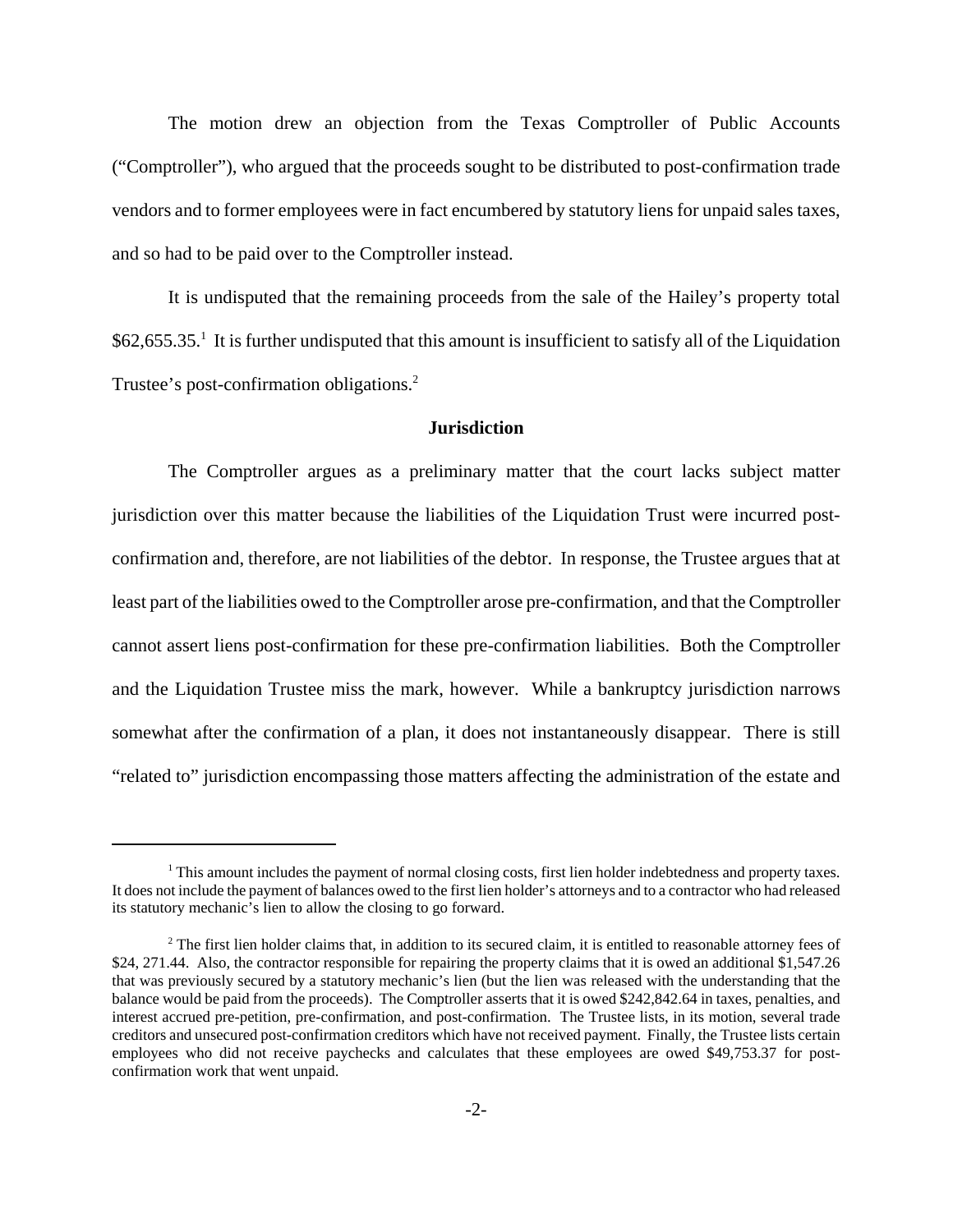The motion drew an objection from the Texas Comptroller of Public Accounts ("Comptroller"), who argued that the proceeds sought to be distributed to post-confirmation trade vendors and to former employees were in fact encumbered by statutory liens for unpaid sales taxes, and so had to be paid over to the Comptroller instead.

It is undisputed that the remaining proceeds from the sale of the Hailey's property total $62,655.35.[1] It is further undisputed that this amount is insufficient to satisfy all of the Liquidation Trustee's post-confirmation obligations.[2]

## Jurisdiction

The Comptroller argues as a preliminary matter that the court lacks subject matter jurisdiction over this matter because the liabilities of the Liquidation Trust were incurred post-confirmation and, therefore, are not liabilities of the debtor. In response, the Trustee argues that at least part of the liabilities owed to the Comptroller arose pre-confirmation, and that the Comptroller cannot assert liens post-confirmation for these pre-confirmation liabilities. Both the Comptroller and the Liquidation Trustee miss the mark, however. While a bankruptcy jurisdiction narrows somewhat after the confirmation of a plan, it does not instantaneously disappear. There is still "related to" jurisdiction encompassing those matters affecting the administration of the estate and

---

[1] This amount includes the payment of normal closing costs, first lien holder indebtedness and property taxes. It does not include the payment of balances owed to the first lien holder's attorneys and to a contractor who had released its statutory mechanic's lien to allow the closing to go forward.

[2] The first lien holder claims that, in addition to its secured claim, it is entitled to reasonable attorney fees of $24, 271.44. Also, the contractor responsible for repairing the property claims that it is owed an additional $1,547.26 that was previously secured by a statutory mechanic's lien (but the lien was released with the understanding that the balance would be paid from the proceeds). The Comptroller asserts that it is owed $242,842.64 in taxes, penalties, and interest accrued pre-petition, pre-confirmation, and post-confirmation. The Trustee lists, in its motion, several trade creditors and unsecured post-confirmation creditors which have not received payment. Finally, the Trustee lists certain employees who did not receive paychecks and calculates that these employees are owed $49,753.37 for post-confirmation work that went unpaid.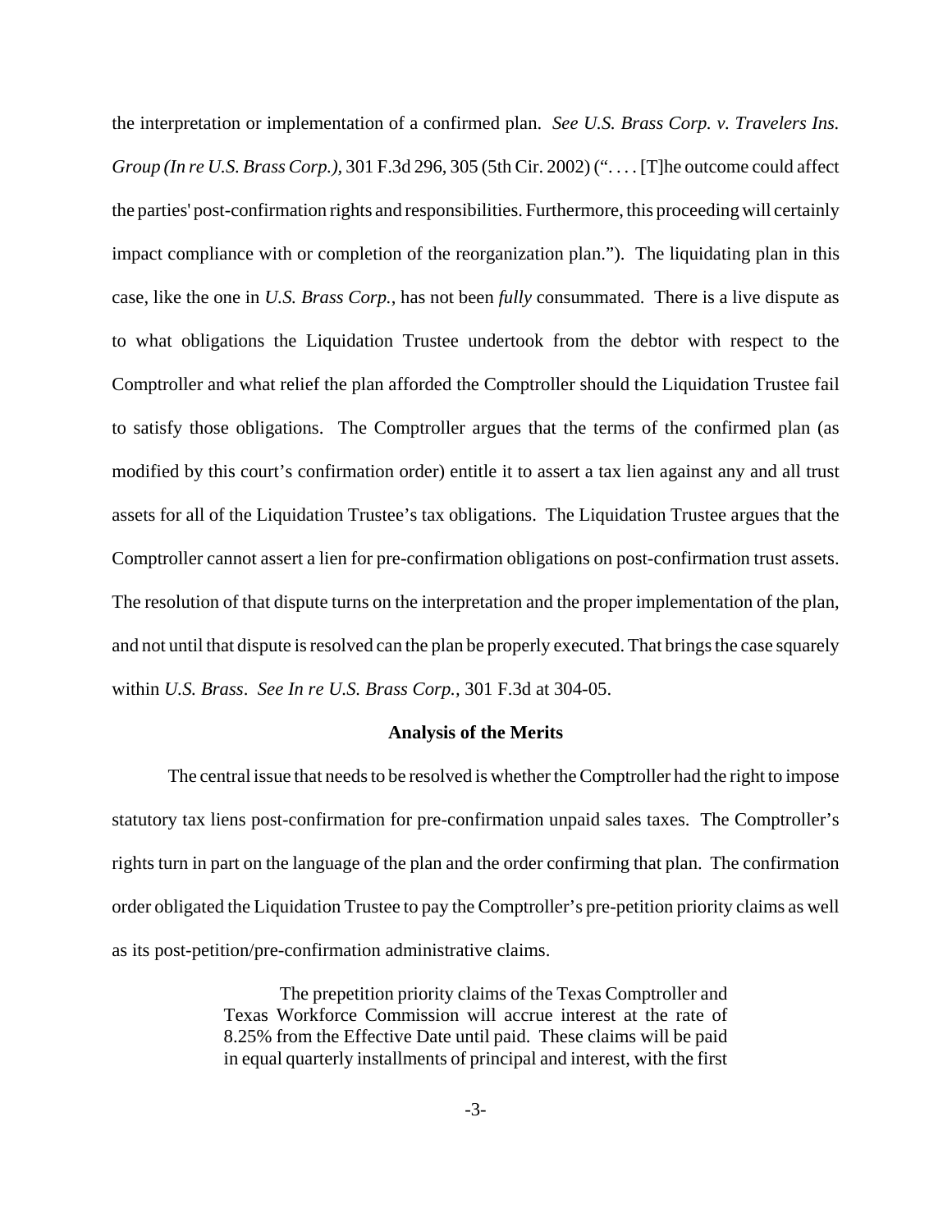the interpretation or implementation of a confirmed plan. *See U.S. Brass Corp. v. Travelers Ins. Group (In re U.S. Brass Corp.),* 301 F.3d 296, 305 (5th Cir. 2002) (". . . . [T]he outcome could affect the parties' post-confirmation rights and responsibilities. Furthermore, this proceeding will certainly impact compliance with or completion of the reorganization plan."). The liquidating plan in this case, like the one in *U.S. Brass Corp.*, has not been *fully* consummated. There is a live dispute as to what obligations the Liquidation Trustee undertook from the debtor with respect to the Comptroller and what relief the plan afforded the Comptroller should the Liquidation Trustee fail to satisfy those obligations. The Comptroller argues that the terms of the confirmed plan (as modified by this court's confirmation order) entitle it to assert a tax lien against any and all trust assets for all of the Liquidation Trustee's tax obligations. The Liquidation Trustee argues that the Comptroller cannot assert a lien for pre-confirmation obligations on post-confirmation trust assets. The resolution of that dispute turns on the interpretation and the proper implementation of the plan, and not until that dispute is resolved can the plan be properly executed. That brings the case squarely within *U.S. Brass*. *See In re U.S. Brass Corp.,* 301 F.3d at 304-05.

**Analysis of the Merits**

The central issue that needs to be resolved is whether the Comptroller had the right to impose statutory tax liens post-confirmation for pre-confirmation unpaid sales taxes. The Comptroller's rights turn in part on the language of the plan and the order confirming that plan. The confirmation order obligated the Liquidation Trustee to pay the Comptroller's pre-petition priority claims as well as its post-petition/pre-confirmation administrative claims.

> The prepetition priority claims of the Texas Comptroller and Texas Workforce Commission will accrue interest at the rate of 8.25% from the Effective Date until paid. These claims will be paid in equal quarterly installments of principal and interest, with the first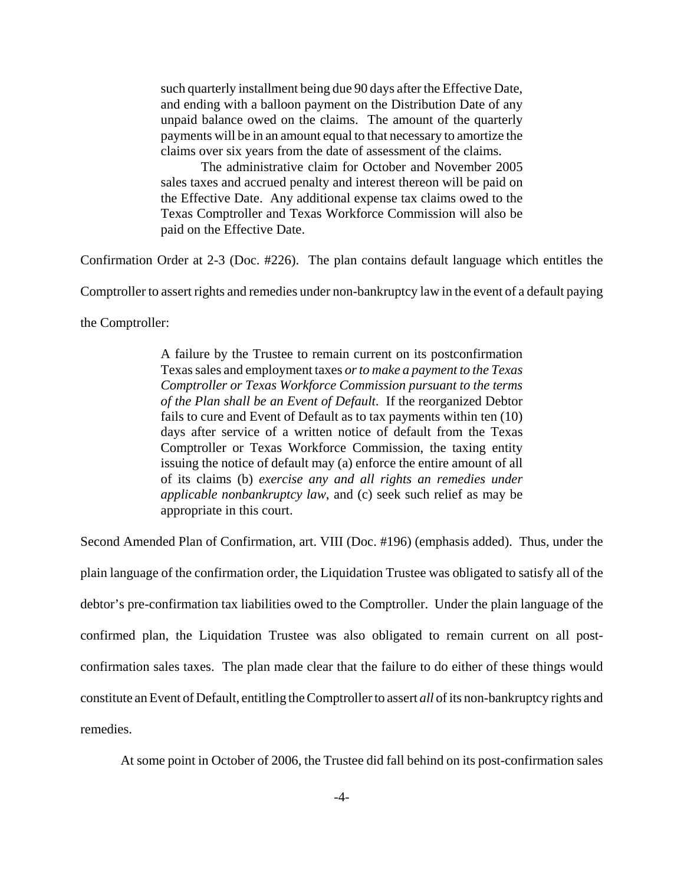> such quarterly installment being due 90 days after the Effective Date, and ending with a balloon payment on the Distribution Date of any unpaid balance owed on the claims. The amount of the quarterly payments will be in an amount equal to that necessary to amortize the claims over six years from the date of assessment of the claims.
>
> The administrative claim for October and November 2005 sales taxes and accrued penalty and interest thereon will be paid on the Effective Date. Any additional expense tax claims owed to the Texas Comptroller and Texas Workforce Commission will also be paid on the Effective Date.

Confirmation Order at 2-3 (Doc. #226). The plan contains default language which entitles the Comptroller to assert rights and remedies under non-bankruptcy law in the event of a default paying the Comptroller:

> A failure by the Trustee to remain current on its postconfirmation Texas sales and employment taxes *or to make a payment to the Texas Comptroller or Texas Workforce Commission pursuant to the terms of the Plan shall be an Event of Default*. If the reorganized Debtor fails to cure and Event of Default as to tax payments within ten (10) days after service of a written notice of default from the Texas Comptroller or Texas Workforce Commission, the taxing entity issuing the notice of default may (a) enforce the entire amount of all of its claims (b) *exercise any and all rights an remedies under applicable nonbankruptcy law*, and (c) seek such relief as may be appropriate in this court.

Second Amended Plan of Confirmation, art. VIII (Doc. #196) (emphasis added). Thus, under the plain language of the confirmation order, the Liquidation Trustee was obligated to satisfy all of the debtor's pre-confirmation tax liabilities owed to the Comptroller. Under the plain language of the confirmed plan, the Liquidation Trustee was also obligated to remain current on all post-confirmation sales taxes. The plan made clear that the failure to do either of these things would constitute an Event of Default, entitling the Comptroller to assert *all* of its non-bankruptcy rights and remedies.

At some point in October of 2006, the Trustee did fall behind on its post-confirmation sales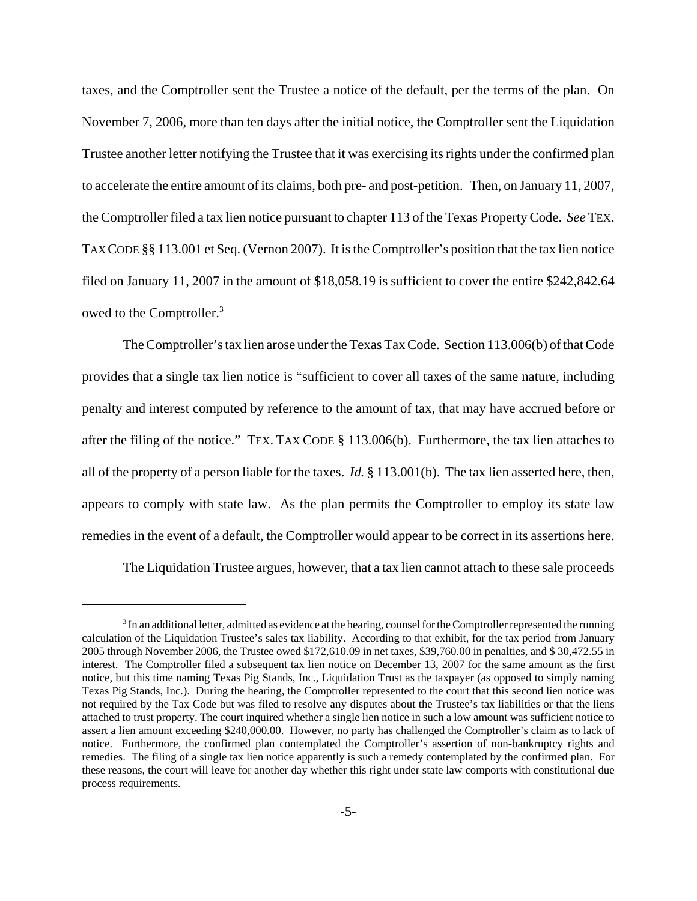taxes, and the Comptroller sent the Trustee a notice of the default, per the terms of the plan. On November 7, 2006, more than ten days after the initial notice, the Comptroller sent the Liquidation Trustee another letter notifying the Trustee that it was exercising its rights under the confirmed plan to accelerate the entire amount of its claims, both pre- and post-petition. Then, on January 11, 2007, the Comptroller filed a tax lien notice pursuant to chapter 113 of the Texas Property Code. *See* TEX. TAX CODE §§ 113.001 et Seq. (Vernon 2007). It is the Comptroller's position that the tax lien notice filed on January 11, 2007 in the amount of $18,058.19 is sufficient to cover the entire $242,842.64 owed to the Comptroller.[3]

The Comptroller's tax lien arose under the Texas Tax Code. Section 113.006(b) of that Code provides that a single tax lien notice is "sufficient to cover all taxes of the same nature, including penalty and interest computed by reference to the amount of tax, that may have accrued before or after the filing of the notice." TEX. TAX CODE § 113.006(b). Furthermore, the tax lien attaches to all of the property of a person liable for the taxes. *Id.* § 113.001(b). The tax lien asserted here, then, appears to comply with state law. As the plan permits the Comptroller to employ its state law remedies in the event of a default, the Comptroller would appear to be correct in its assertions here.

The Liquidation Trustee argues, however, that a tax lien cannot attach to these sale proceeds

---

[3] In an additional letter, admitted as evidence at the hearing, counsel for the Comptroller represented the running calculation of the Liquidation Trustee's sales tax liability. According to that exhibit, for the tax period from January 2005 through November 2006, the Trustee owed $172,610.09 in net taxes, $39,760.00 in penalties, and $ 30,472.55 in interest. The Comptroller filed a subsequent tax lien notice on December 13, 2007 for the same amount as the first notice, but this time naming Texas Pig Stands, Inc., Liquidation Trust as the taxpayer (as opposed to simply naming Texas Pig Stands, Inc.). During the hearing, the Comptroller represented to the court that this second lien notice was not required by the Tax Code but was filed to resolve any disputes about the Trustee's tax liabilities or that the liens attached to trust property. The court inquired whether a single lien notice in such a low amount was sufficient notice to assert a lien amount exceeding $240,000.00. However, no party has challenged the Comptroller's claim as to lack of notice. Furthermore, the confirmed plan contemplated the Comptroller's assertion of non-bankruptcy rights and remedies. The filing of a single tax lien notice apparently is such a remedy contemplated by the confirmed plan. For these reasons, the court will leave for another day whether this right under state law comports with constitutional due process requirements.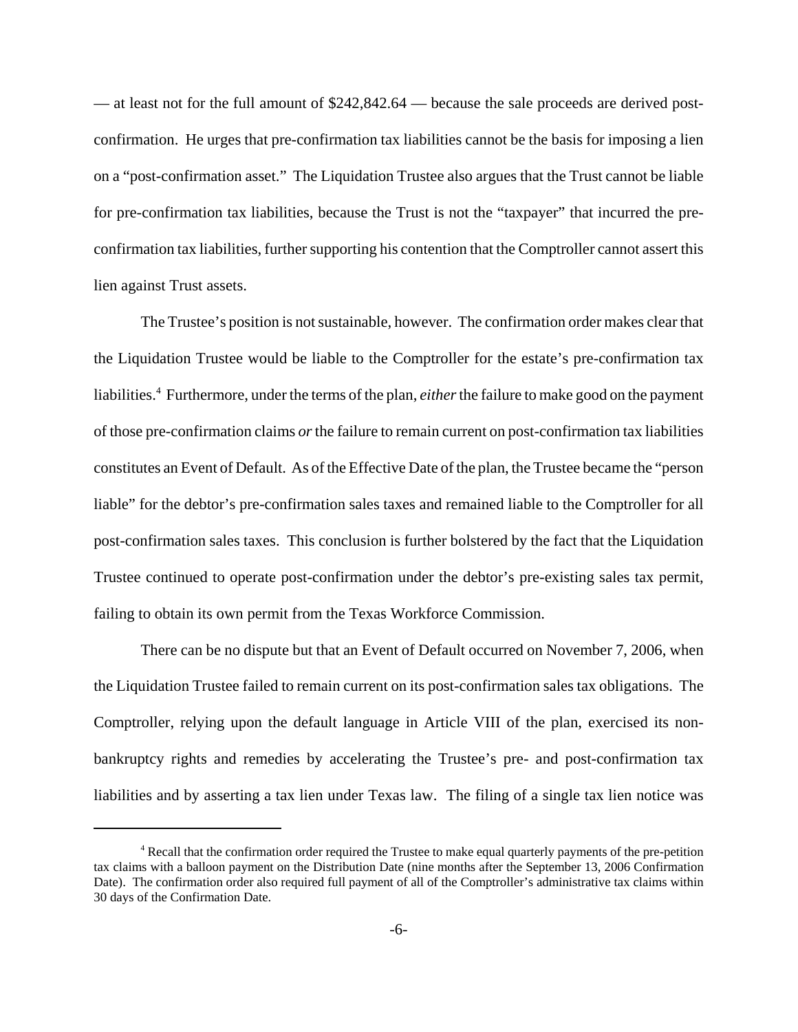— at least not for the full amount of $242,842.64 — because the sale proceeds are derived post-confirmation. He urges that pre-confirmation tax liabilities cannot be the basis for imposing a lien on a "post-confirmation asset." The Liquidation Trustee also argues that the Trust cannot be liable for pre-confirmation tax liabilities, because the Trust is not the "taxpayer" that incurred the pre-confirmation tax liabilities, further supporting his contention that the Comptroller cannot assert this lien against Trust assets.

The Trustee's position is not sustainable, however. The confirmation order makes clear that the Liquidation Trustee would be liable to the Comptroller for the estate's pre-confirmation tax liabilities.[4] Furthermore, under the terms of the plan, *either* the failure to make good on the payment of those pre-confirmation claims *or* the failure to remain current on post-confirmation tax liabilities constitutes an Event of Default. As of the Effective Date of the plan, the Trustee became the "person liable" for the debtor's pre-confirmation sales taxes and remained liable to the Comptroller for all post-confirmation sales taxes. This conclusion is further bolstered by the fact that the Liquidation Trustee continued to operate post-confirmation under the debtor's pre-existing sales tax permit, failing to obtain its own permit from the Texas Workforce Commission.

There can be no dispute but that an Event of Default occurred on November 7, 2006, when the Liquidation Trustee failed to remain current on its post-confirmation sales tax obligations. The Comptroller, relying upon the default language in Article VIII of the plan, exercised its non-bankruptcy rights and remedies by accelerating the Trustee's pre- and post-confirmation tax liabilities and by asserting a tax lien under Texas law. The filing of a single tax lien notice was

[4] Recall that the confirmation order required the Trustee to make equal quarterly payments of the pre-petition tax claims with a balloon payment on the Distribution Date (nine months after the September 13, 2006 Confirmation Date). The confirmation order also required full payment of all of the Comptroller's administrative tax claims within 30 days of the Confirmation Date.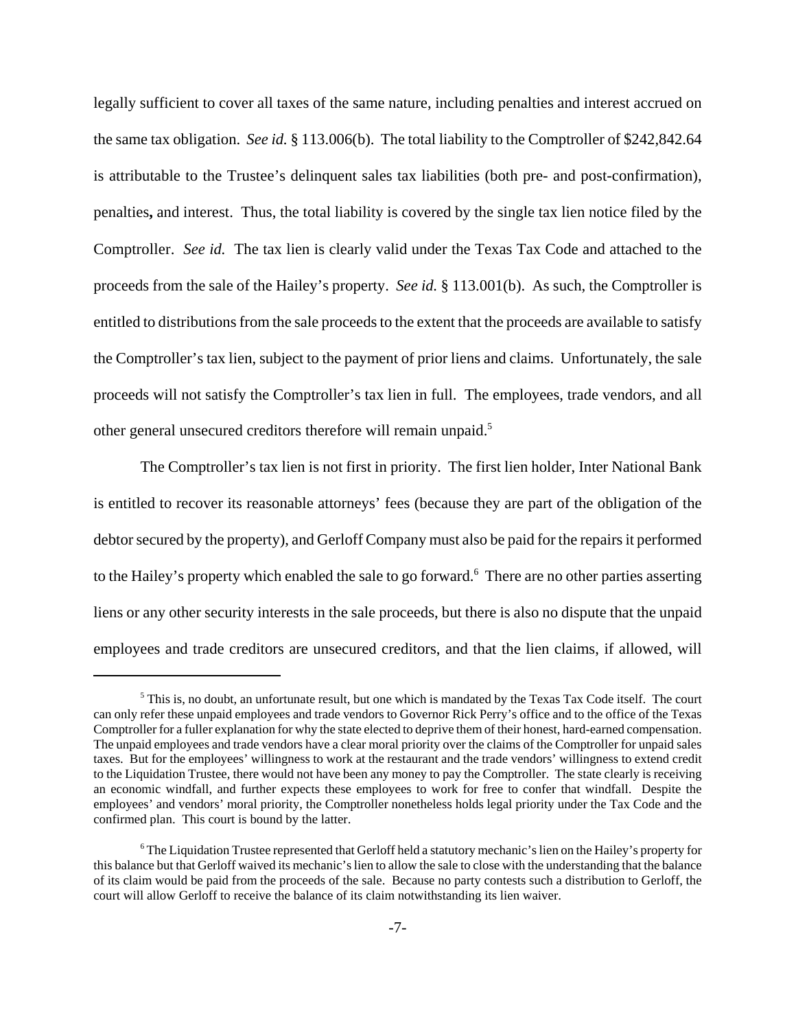legally sufficient to cover all taxes of the same nature, including penalties and interest accrued on the same tax obligation. *See id.* § 113.006(b). The total liability to the Comptroller of $242,842.64 is attributable to the Trustee's delinquent sales tax liabilities (both pre- and post-confirmation), penalties**,** and interest. Thus, the total liability is covered by the single tax lien notice filed by the Comptroller. *See id.* The tax lien is clearly valid under the Texas Tax Code and attached to the proceeds from the sale of the Hailey's property. *See id.* § 113.001(b). As such, the Comptroller is entitled to distributions from the sale proceeds to the extent that the proceeds are available to satisfy the Comptroller's tax lien, subject to the payment of prior liens and claims. Unfortunately, the sale proceeds will not satisfy the Comptroller's tax lien in full. The employees, trade vendors, and all other general unsecured creditors therefore will remain unpaid.[5]

The Comptroller's tax lien is not first in priority. The first lien holder, Inter National Bank is entitled to recover its reasonable attorneys' fees (because they are part of the obligation of the debtor secured by the property), and Gerloff Company must also be paid for the repairs it performed to the Hailey's property which enabled the sale to go forward.[6] There are no other parties asserting liens or any other security interests in the sale proceeds, but there is also no dispute that the unpaid employees and trade creditors are unsecured creditors, and that the lien claims, if allowed, will

---

[5] This is, no doubt, an unfortunate result, but one which is mandated by the Texas Tax Code itself. The court can only refer these unpaid employees and trade vendors to Governor Rick Perry's office and to the office of the Texas Comptroller for a fuller explanation for why the state elected to deprive them of their honest, hard-earned compensation. The unpaid employees and trade vendors have a clear moral priority over the claims of the Comptroller for unpaid sales taxes. But for the employees' willingness to work at the restaurant and the trade vendors' willingness to extend credit to the Liquidation Trustee, there would not have been any money to pay the Comptroller. The state clearly is receiving an economic windfall, and further expects these employees to work for free to confer that windfall. Despite the employees' and vendors' moral priority, the Comptroller nonetheless holds legal priority under the Tax Code and the confirmed plan. This court is bound by the latter.

[6] The Liquidation Trustee represented that Gerloff held a statutory mechanic's lien on the Hailey's property for this balance but that Gerloff waived its mechanic's lien to allow the sale to close with the understanding that the balance of its claim would be paid from the proceeds of the sale. Because no party contests such a distribution to Gerloff, the court will allow Gerloff to receive the balance of its claim notwithstanding its lien waiver.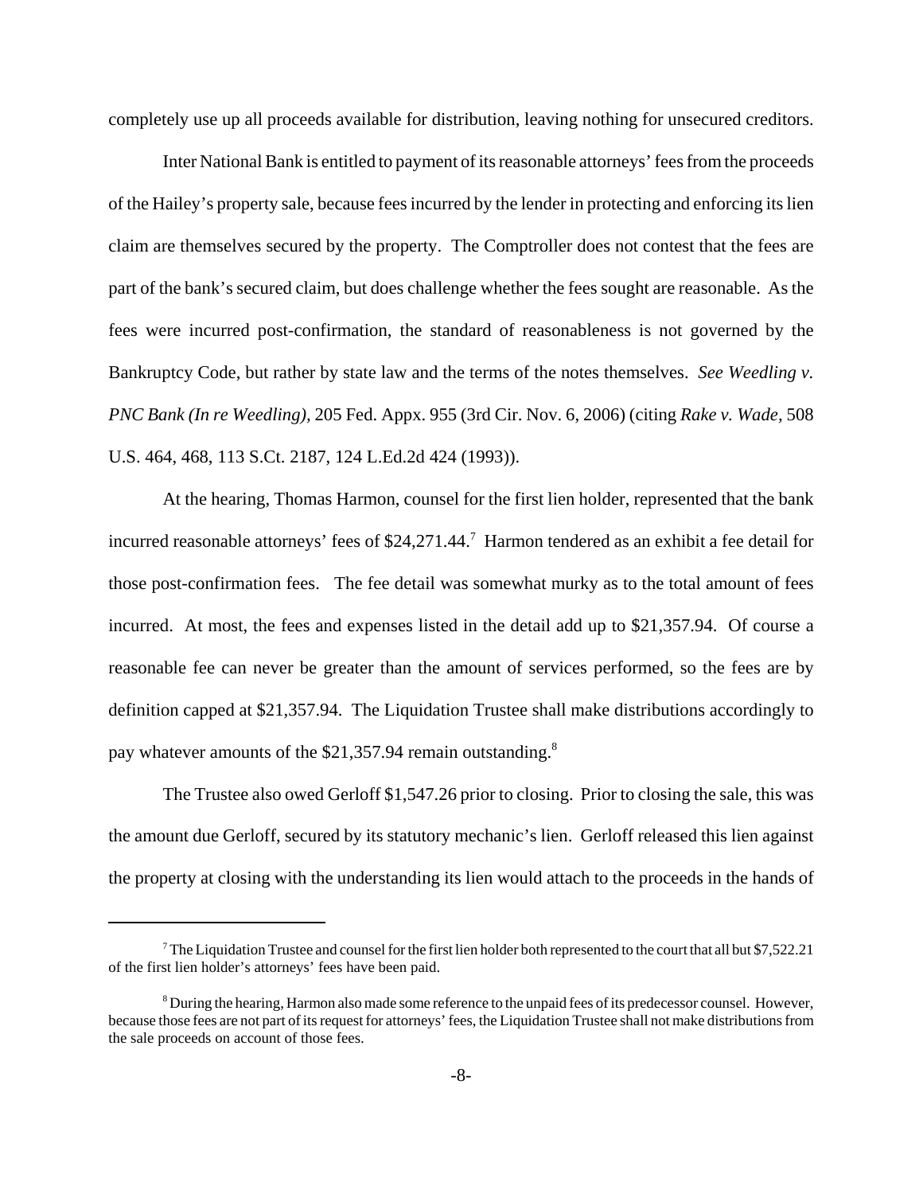completely use up all proceeds available for distribution, leaving nothing for unsecured creditors.

Inter National Bank is entitled to payment of its reasonable attorneys' fees from the proceeds of the Hailey's property sale, because fees incurred by the lender in protecting and enforcing its lien claim are themselves secured by the property. The Comptroller does not contest that the fees are part of the bank's secured claim, but does challenge whether the fees sought are reasonable. As the fees were incurred post-confirmation, the standard of reasonableness is not governed by the Bankruptcy Code, but rather by state law and the terms of the notes themselves. *See Weedling v. PNC Bank (In re Weedling),* 205 Fed. Appx. 955 (3rd Cir. Nov. 6, 2006) (citing *Rake v. Wade,* 508 U.S. 464, 468, 113 S.Ct. 2187, 124 L.Ed.2d 424 (1993)).

At the hearing, Thomas Harmon, counsel for the first lien holder, represented that the bank incurred reasonable attorneys' fees of $24,271.44.[7] Harmon tendered as an exhibit a fee detail for those post-confirmation fees. The fee detail was somewhat murky as to the total amount of fees incurred. At most, the fees and expenses listed in the detail add up to $21,357.94. Of course a reasonable fee can never be greater than the amount of services performed, so the fees are by definition capped at $21,357.94. The Liquidation Trustee shall make distributions accordingly to pay whatever amounts of the $21,357.94 remain outstanding.[8]

The Trustee also owed Gerloff $1,547.26 prior to closing. Prior to closing the sale, this was the amount due Gerloff, secured by its statutory mechanic's lien. Gerloff released this lien against the property at closing with the understanding its lien would attach to the proceeds in the hands of

---

[7] The Liquidation Trustee and counsel for the first lien holder both represented to the court that all but $7,522.21 of the first lien holder's attorneys' fees have been paid.

[8] During the hearing, Harmon also made some reference to the unpaid fees of its predecessor counsel. However, because those fees are not part of its request for attorneys' fees, the Liquidation Trustee shall not make distributions from the sale proceeds on account of those fees.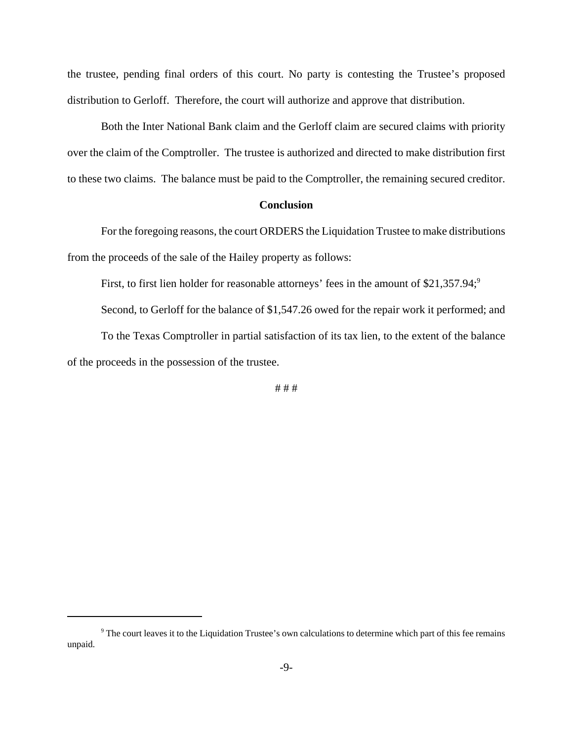the trustee, pending final orders of this court. No party is contesting the Trustee's proposed distribution to Gerloff. Therefore, the court will authorize and approve that distribution.

Both the Inter National Bank claim and the Gerloff claim are secured claims with priority over the claim of the Comptroller. The trustee is authorized and directed to make distribution first to these two claims. The balance must be paid to the Comptroller, the remaining secured creditor.

## Conclusion

For the foregoing reasons, the court ORDERS the Liquidation Trustee to make distributions from the proceeds of the sale of the Hailey property as follows:

First, to first lien holder for reasonable attorneys' fees in the amount of $21,357.94;[9]

Second, to Gerloff for the balance of $1,547.26 owed for the repair work it performed; and

To the Texas Comptroller in partial satisfaction of its tax lien, to the extent of the balance of the proceeds in the possession of the trustee.

# # #

---

[9] The court leaves it to the Liquidation Trustee's own calculations to determine which part of this fee remains unpaid.